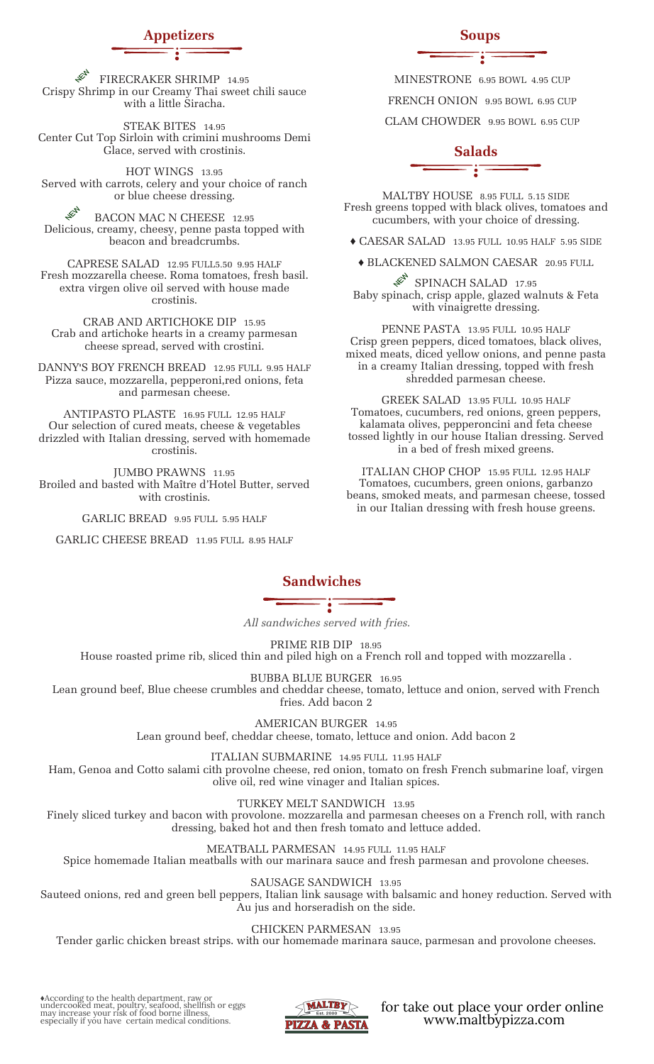## Appetizers

NEW FIRECRAKER SHRIMP 14.95
Crispy Shrimp in our Creamy Thai sweet chili sauce with a little Siracha.

STEAK BITES 14.95
Center Cut Top Sirloin with crimini mushrooms Demi Glace, served with crostinis.

HOT WINGS 13.95
Served with carrots, celery and your choice of ranch or blue cheese dressing.

NEW BACON MAC N CHEESE 12.95
Delicious, creamy, cheesy, penne pasta topped with beacon and breadcrumbs.

CAPRESE SALAD 12.95 FULL5.50 9.95 HALF
Fresh mozzarella cheese. Roma tomatoes, fresh basil. extra virgen olive oil served with house made crostinis.

CRAB AND ARTICHOKE DIP 15.95
Crab and artichoke hearts in a creamy parmesan cheese spread, served with crostini.

DANNY'S BOY FRENCH BREAD 12.95 FULL 9.95 HALF
Pizza sauce, mozzarella, pepperoni,red onions, feta and parmesan cheese.

ANTIPASTO PLASTE 16.95 FULL 12.95 HALF
Our selection of cured meats, cheese & vegetables drizzled with Italian dressing, served with homemade crostinis.

JUMBO PRAWNS 11.95
Broiled and basted with Maître d'Hotel Butter, served with crostinis.

GARLIC BREAD 9.95 FULL 5.95 HALF

GARLIC CHEESE BREAD 11.95 FULL 8.95 HALF

## Soups

MINESTRONE 6.95 BOWL 4.95 CUP

FRENCH ONION 9.95 BOWL 6.95 CUP

CLAM CHOWDER 9.95 BOWL 6.95 CUP

## Salads

MALTBY HOUSE 8.95 FULL 5.15 SIDE
Fresh greens topped with black olives, tomatoes and cucumbers, with your choice of dressing.

♦ CAESAR SALAD 13.95 FULL 10.95 HALF 5.95 SIDE

♦ BLACKENED SALMON CAESAR 20.95 FULL

NEW SPINACH SALAD 17.95
Baby spinach, crisp apple, glazed walnuts & Feta with vinaigrette dressing.

PENNE PASTA 13.95 FULL 10.95 HALF
Crisp green peppers, diced tomatoes, black olives, mixed meats, diced yellow onions, and penne pasta in a creamy Italian dressing, topped with fresh shredded parmesan cheese.

GREEK SALAD 13.95 FULL 10.95 HALF
Tomatoes, cucumbers, red onions, green peppers, kalamata olives, pepperoncini and feta cheese tossed lightly in our house Italian dressing. Served in a bed of fresh mixed greens.

ITALIAN CHOP CHOP 15.95 FULL 12.95 HALF
Tomatoes, cucumbers, green onions, garbanzo beans, smoked meats, and parmesan cheese, tossed in our Italian dressing with fresh house greens.

## Sandwiches

*All sandwiches served with fries.*

PRIME RIB DIP 18.95
House roasted prime rib, sliced thin and piled high on a French roll and topped with mozzarella .

BUBBA BLUE BURGER 16.95
Lean ground beef, Blue cheese crumbles and cheddar cheese, tomato, lettuce and onion, served with French fries. Add bacon 2

AMERICAN BURGER 14.95
Lean ground beef, cheddar cheese, tomato, lettuce and onion. Add bacon 2

ITALIAN SUBMARINE 14.95 FULL 11.95 HALF
Ham, Genoa and Cotto salami cith provolne cheese, red onion, tomato on fresh French submarine loaf, virgen olive oil, red wine vinager and Italian spices.

TURKEY MELT SANDWICH 13.95
Finely sliced turkey and bacon with provolone. mozzarella and parmesan cheeses on a French roll, with ranch dressing, baked hot and then fresh tomato and lettuce added.

MEATBALL PARMESAN 14.95 FULL 11.95 HALF
Spice homemade Italian meatballs with our marinara sauce and fresh parmesan and provolone cheeses.

SAUSAGE SANDWICH 13.95
Sauteed onions, red and green bell peppers, Italian link sausage with balsamic and honey reduction. Served with Au jus and horseradish on the side.

CHICKEN PARMESAN 13.95
Tender garlic chicken breast strips. with our homemade marinara sauce, parmesan and provolone cheeses.

♦According to the health department, raw or undercooked meat, poultry, seafood, shellfish or eggs may increase your risk of food borne illness, especially if you have certain medical conditions.

MALTBY Est. 2000 PIZZA & PASTA

for take out place your order online
www.maltbypizza.com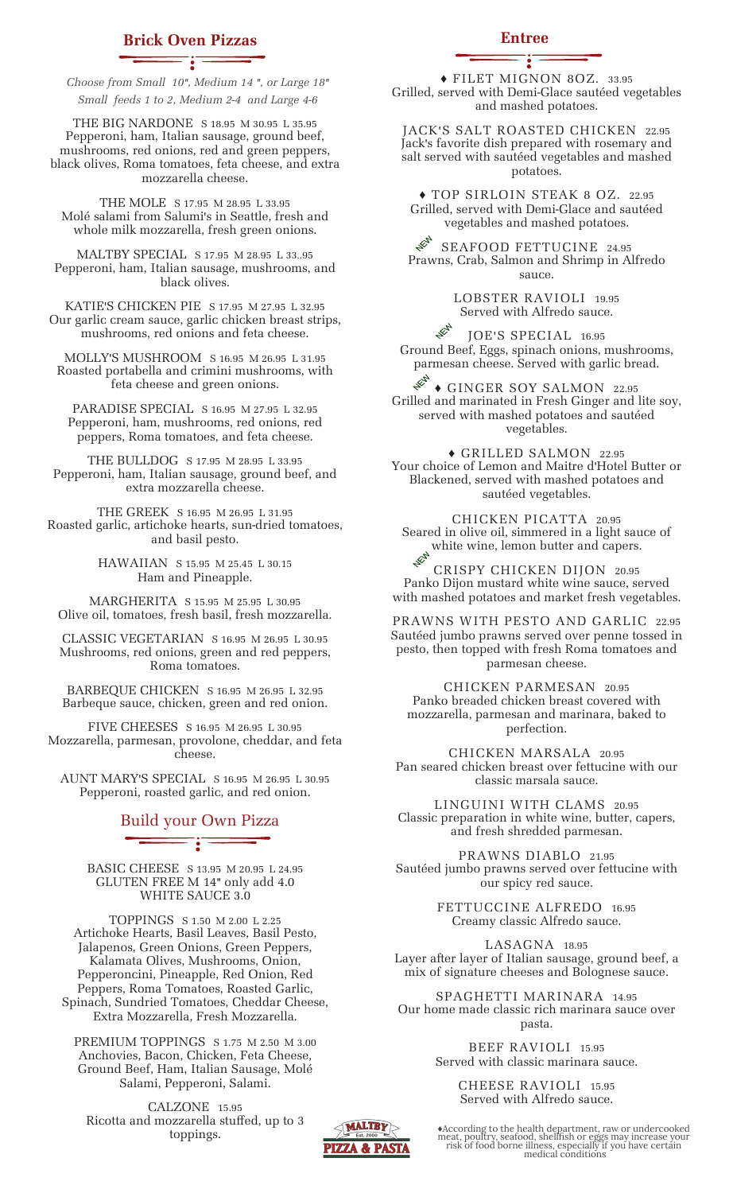## Brick Oven Pizzas

*Choose from Small 10", Medium 14 ", or Large 18"*
*Small feeds 1 to 2, Medium 2-4 and Large 4-6*

THE BIG NARDONE S 18.95 M 30.95 L 35.95
Pepperoni, ham, Italian sausage, ground beef, mushrooms, red onions, red and green peppers, black olives, Roma tomatoes, feta cheese, and extra mozzarella cheese.

THE MOLE S 17.95 M 28.95 L 33.95
Molé salami from Salumi's in Seattle, fresh and whole milk mozzarella, fresh green onions.

MALTBY SPECIAL S 17.95 M 28.95 L 33..95
Pepperoni, ham, Italian sausage, mushrooms, and black olives.

KATIE'S CHICKEN PIE S 17.95 M 27.95 L 32.95
Our garlic cream sauce, garlic chicken breast strips, mushrooms, red onions and feta cheese.

MOLLY'S MUSHROOM S 16.95 M 26.95 L 31.95
Roasted portabella and crimini mushrooms, with feta cheese and green onions.

PARADISE SPECIAL S 16.95 M 27.95 L 32.95
Pepperoni, ham, mushrooms, red onions, red peppers, Roma tomatoes, and feta cheese.

THE BULLDOG S 17.95 M 28.95 L 33.95
Pepperoni, ham, Italian sausage, ground beef, and extra mozzarella cheese.

THE GREEK S 16.95 M 26.95 L 31.95
Roasted garlic, artichoke hearts, sun-dried tomatoes, and basil pesto.

HAWAIIAN S 15.95 M 25.45 L 30.15
Ham and Pineapple.

MARGHERITA S 15.95 M 25.95 L 30.95
Olive oil, tomatoes, fresh basil, fresh mozzarella.

CLASSIC VEGETARIAN S 16.95 M 26.95 L 30.95
Mushrooms, red onions, green and red peppers, Roma tomatoes.

BARBEQUE CHICKEN S 16.95 M 26.95 L 32.95
Barbeque sauce, chicken, green and red onion.

FIVE CHEESES S 16.95 M 26.95 L 30.95
Mozzarella, parmesan, provolone, cheddar, and feta cheese.

AUNT MARY'S SPECIAL S 16.95 M 26.95 L 30.95
Pepperoni, roasted garlic, and red onion.

## Build your Own Pizza

BASIC CHEESE S 13.95 M 20.95 L 24.95
GLUTEN FREE M 14" only add 4.0
WHITE SAUCE 3.0

TOPPINGS S 1.50 M 2.00 L 2.25
Artichoke Hearts, Basil Leaves, Basil Pesto, Jalapenos, Green Onions, Green Peppers, Kalamata Olives, Mushrooms, Onion, Pepperoncini, Pineapple, Red Onion, Red Peppers, Roma Tomatoes, Roasted Garlic, Spinach, Sundried Tomatoes, Cheddar Cheese, Extra Mozzarella, Fresh Mozzarella.

PREMIUM TOPPINGS S 1.75 M 2.50 M 3.00
Anchovies, Bacon, Chicken, Feta Cheese, Ground Beef, Ham, Italian Sausage, Molé Salami, Pepperoni, Salami.

CALZONE 15.95
Ricotta and mozzarella stuffed, up to 3 toppings.

## Entree

♦ FILET MIGNON 8OZ. 33.95
Grilled, served with Demi-Glace sautéed vegetables and mashed potatoes.

JACK'S SALT ROASTED CHICKEN 22.95
Jack's favorite dish prepared with rosemary and salt served with sautéed vegetables and mashed potatoes.

♦ TOP SIRLOIN STEAK 8 OZ. 22.95
Grilled, served with Demi-Glace and sautéed vegetables and mashed potatoes.

NEW SEAFOOD FETTUCINE 24.95
Prawns, Crab, Salmon and Shrimp in Alfredo sauce.

LOBSTER RAVIOLI 19.95
Served with Alfredo sauce.

NEW JOE'S SPECIAL 16.95
Ground Beef, Eggs, spinach onions, mushrooms, parmesan cheese. Served with garlic bread.

NEW ♦ GINGER SOY SALMON 22.95
Grilled and marinated in Fresh Ginger and lite soy, served with mashed potatoes and sautéed vegetables.

♦ GRILLED SALMON 22.95
Your choice of Lemon and Maitre d'Hotel Butter or Blackened, served with mashed potatoes and sautéed vegetables.

CHICKEN PICATTA 20.95
Seared in olive oil, simmered in a light sauce of white wine, lemon butter and capers.

NEW CRISPY CHICKEN DIJON 20.95
Panko Dijon mustard white wine sauce, served with mashed potatoes and market fresh vegetables.

PRAWNS WITH PESTO AND GARLIC 22.95
Sautéed jumbo prawns served over penne tossed in pesto, then topped with fresh Roma tomatoes and parmesan cheese.

CHICKEN PARMESAN 20.95
Panko breaded chicken breast covered with mozzarella, parmesan and marinara, baked to perfection.

CHICKEN MARSALA 20.95
Pan seared chicken breast over fettucine with our classic marsala sauce.

LINGUINI WITH CLAMS 20.95
Classic preparation in white wine, butter, capers, and fresh shredded parmesan.

PRAWNS DIABLO 21.95
Sautéed jumbo prawns served over fettucine with our spicy red sauce.

FETTUCCINE ALFREDO 16.95
Creamy classic Alfredo sauce.

LASAGNA 18.95
Layer after layer of Italian sausage, ground beef, a mix of signature cheeses and Bolognese sauce.

SPAGHETTI MARINARA 14.95
Our home made classic rich marinara sauce over pasta.

BEEF RAVIOLI 15.95
Served with classic marinara sauce.

CHEESE RAVIOLI 15.95
Served with Alfredo sauce.

MALTBY Est. 2000 PIZZA & PASTA

♦According to the health department, raw or undercooked meat, poultry, seafood, shellfish or eggs may increase your risk of food borne illness, especially if you have certain medical conditions